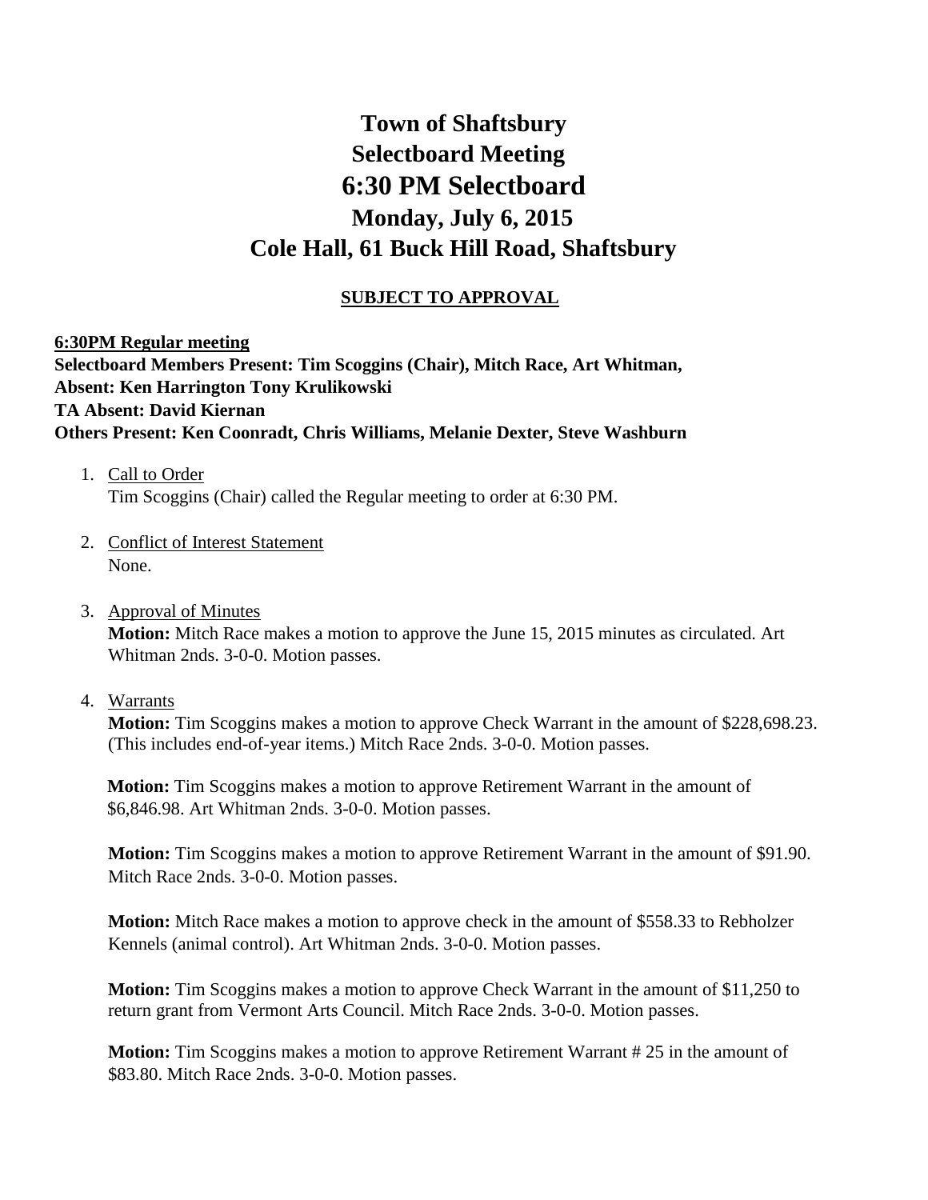# Town of Shaftsbury
## Selectboard Meeting
## 6:30 PM Selectboard
## Monday, July 6, 2015
## Cole Hall, 61 Buck Hill Road, Shaftsbury

**SUBJECT TO APPROVAL**

**6:30PM Regular meeting**
**Selectboard Members Present: Tim Scoggins (Chair), Mitch Race, Art Whitman,**
**Absent: Ken Harrington Tony Krulikowski**
**TA Absent: David Kiernan**
**Others Present: Ken Coonradt, Chris Williams, Melanie Dexter, Steve Washburn**

1. Call to Order
   Tim Scoggins (Chair) called the Regular meeting to order at 6:30 PM.

2. Conflict of Interest Statement
   None.

3. Approval of Minutes
   **Motion:** Mitch Race makes a motion to approve the June 15, 2015 minutes as circulated. Art Whitman 2nds. 3-0-0. Motion passes.

4. Warrants
   **Motion:** Tim Scoggins makes a motion to approve Check Warrant in the amount of $228,698.23. (This includes end-of-year items.) Mitch Race 2nds. 3-0-0. Motion passes.

   **Motion:** Tim Scoggins makes a motion to approve Retirement Warrant in the amount of $6,846.98. Art Whitman 2nds. 3-0-0. Motion passes.

   **Motion:** Tim Scoggins makes a motion to approve Retirement Warrant in the amount of $91.90. Mitch Race 2nds. 3-0-0. Motion passes.

   **Motion:** Mitch Race makes a motion to approve check in the amount of $558.33 to Rebholzer Kennels (animal control). Art Whitman 2nds. 3-0-0. Motion passes.

   **Motion:** Tim Scoggins makes a motion to approve Check Warrant in the amount of $11,250 to return grant from Vermont Arts Council. Mitch Race 2nds. 3-0-0. Motion passes.

   **Motion:** Tim Scoggins makes a motion to approve Retirement Warrant # 25 in the amount of $83.80. Mitch Race 2nds. 3-0-0. Motion passes.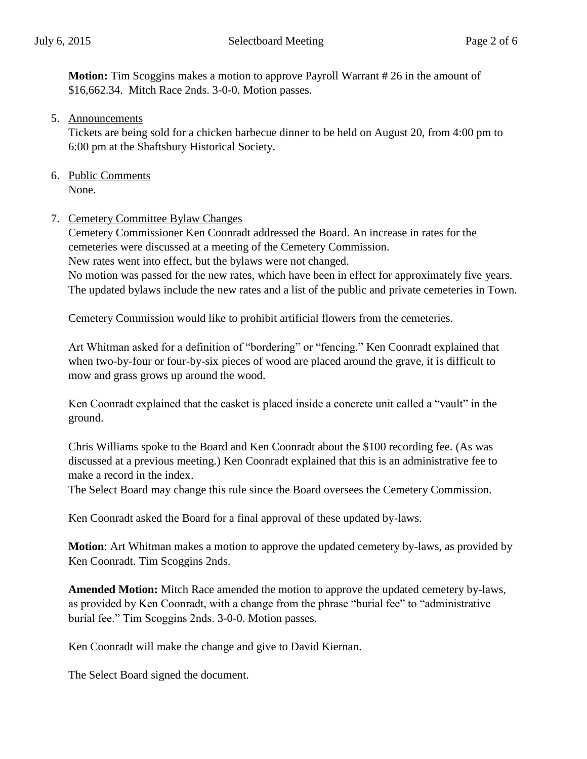**Motion:** Tim Scoggins makes a motion to approve Payroll Warrant # 26 in the amount of $16,662.34. Mitch Race 2nds. 3-0-0. Motion passes.

5. Announcements

   Tickets are being sold for a chicken barbecue dinner to be held on August 20, from 4:00 pm to 6:00 pm at the Shaftsbury Historical Society.

6. Public Comments

   None.

7. Cemetery Committee Bylaw Changes

   Cemetery Commissioner Ken Coonradt addressed the Board. An increase in rates for the cemeteries were discussed at a meeting of the Cemetery Commission.
   New rates went into effect, but the bylaws were not changed.
   No motion was passed for the new rates, which have been in effect for approximately five years.
   The updated bylaws include the new rates and a list of the public and private cemeteries in Town.

   Cemetery Commission would like to prohibit artificial flowers from the cemeteries.

   Art Whitman asked for a definition of "bordering" or "fencing." Ken Coonradt explained that when two-by-four or four-by-six pieces of wood are placed around the grave, it is difficult to mow and grass grows up around the wood.

   Ken Coonradt explained that the casket is placed inside a concrete unit called a "vault" in the ground.

   Chris Williams spoke to the Board and Ken Coonradt about the $100 recording fee. (As was discussed at a previous meeting.) Ken Coonradt explained that this is an administrative fee to make a record in the index.
   The Select Board may change this rule since the Board oversees the Cemetery Commission.

   Ken Coonradt asked the Board for a final approval of these updated by-laws.

   **Motion**: Art Whitman makes a motion to approve the updated cemetery by-laws, as provided by Ken Coonradt. Tim Scoggins 2nds.

   **Amended Motion:** Mitch Race amended the motion to approve the updated cemetery by-laws, as provided by Ken Coonradt, with a change from the phrase "burial fee" to "administrative burial fee." Tim Scoggins 2nds. 3-0-0. Motion passes.

   Ken Coonradt will make the change and give to David Kiernan.

   The Select Board signed the document.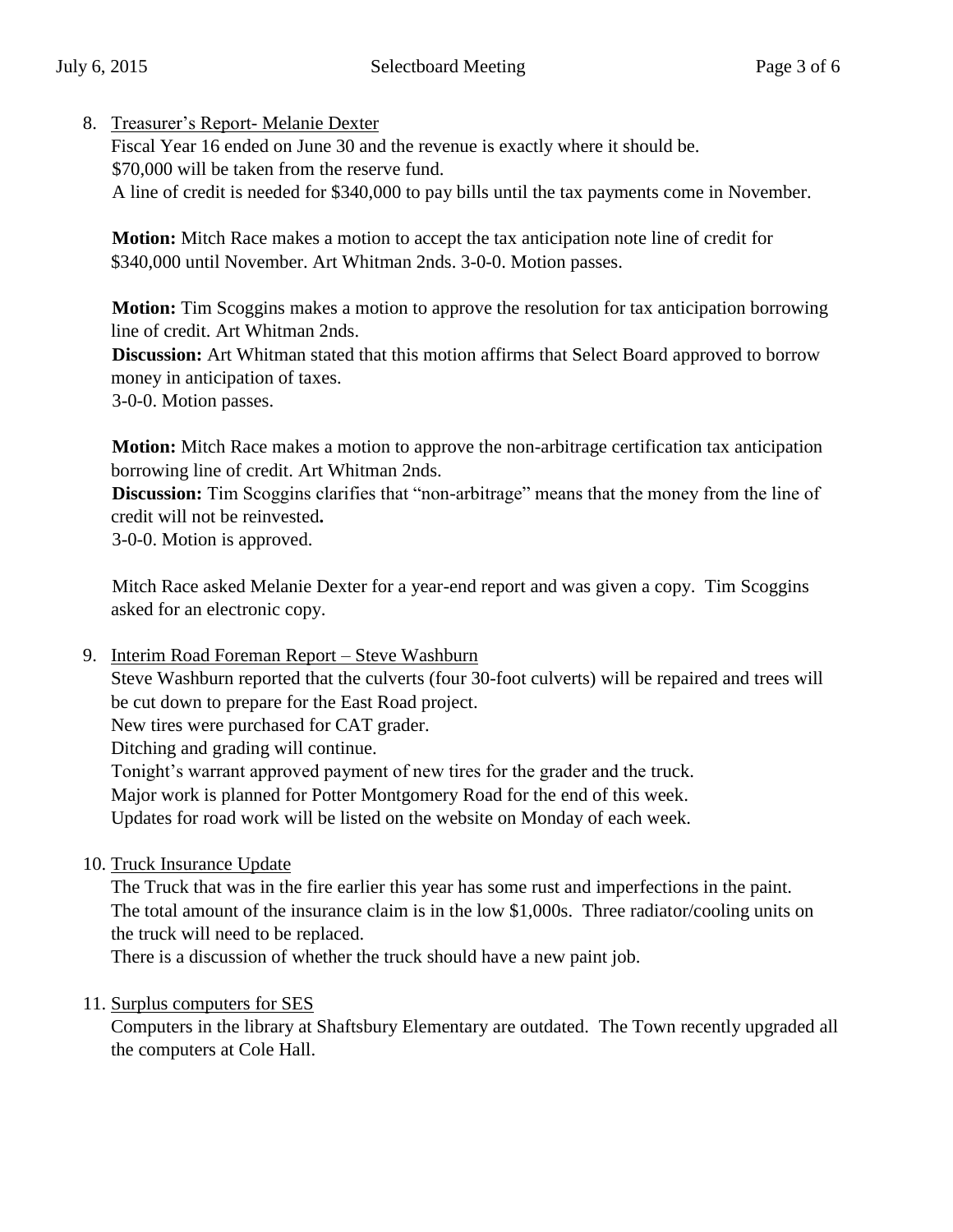8. <u>Treasurer's Report- Melanie Dexter</u>
   Fiscal Year 16 ended on June 30 and the revenue is exactly where it should be.
   $70,000 will be taken from the reserve fund.
   A line of credit is needed for $340,000 to pay bills until the tax payments come in November.

   **Motion:** Mitch Race makes a motion to accept the tax anticipation note line of credit for $340,000 until November. Art Whitman 2nds. 3-0-0. Motion passes.

   **Motion:** Tim Scoggins makes a motion to approve the resolution for tax anticipation borrowing line of credit. Art Whitman 2nds.
   **Discussion:** Art Whitman stated that this motion affirms that Select Board approved to borrow money in anticipation of taxes.
   3-0-0. Motion passes.

   **Motion:** Mitch Race makes a motion to approve the non-arbitrage certification tax anticipation borrowing line of credit. Art Whitman 2nds.
   **Discussion:** Tim Scoggins clarifies that "non-arbitrage" means that the money from the line of credit will not be reinvested**.**
   3-0-0. Motion is approved.

   Mitch Race asked Melanie Dexter for a year-end report and was given a copy. Tim Scoggins asked for an electronic copy.

9. <u>Interim Road Foreman Report – Steve Washburn</u>
   Steve Washburn reported that the culverts (four 30-foot culverts) will be repaired and trees will be cut down to prepare for the East Road project.
   New tires were purchased for CAT grader.
   Ditching and grading will continue.
   Tonight's warrant approved payment of new tires for the grader and the truck.
   Major work is planned for Potter Montgomery Road for the end of this week.
   Updates for road work will be listed on the website on Monday of each week.

10. <u>Truck Insurance Update</u>
    The Truck that was in the fire earlier this year has some rust and imperfections in the paint. The total amount of the insurance claim is in the low $1,000s. Three radiator/cooling units on the truck will need to be replaced.
    There is a discussion of whether the truck should have a new paint job.

11. <u>Surplus computers for SES</u>
    Computers in the library at Shaftsbury Elementary are outdated. The Town recently upgraded all the computers at Cole Hall.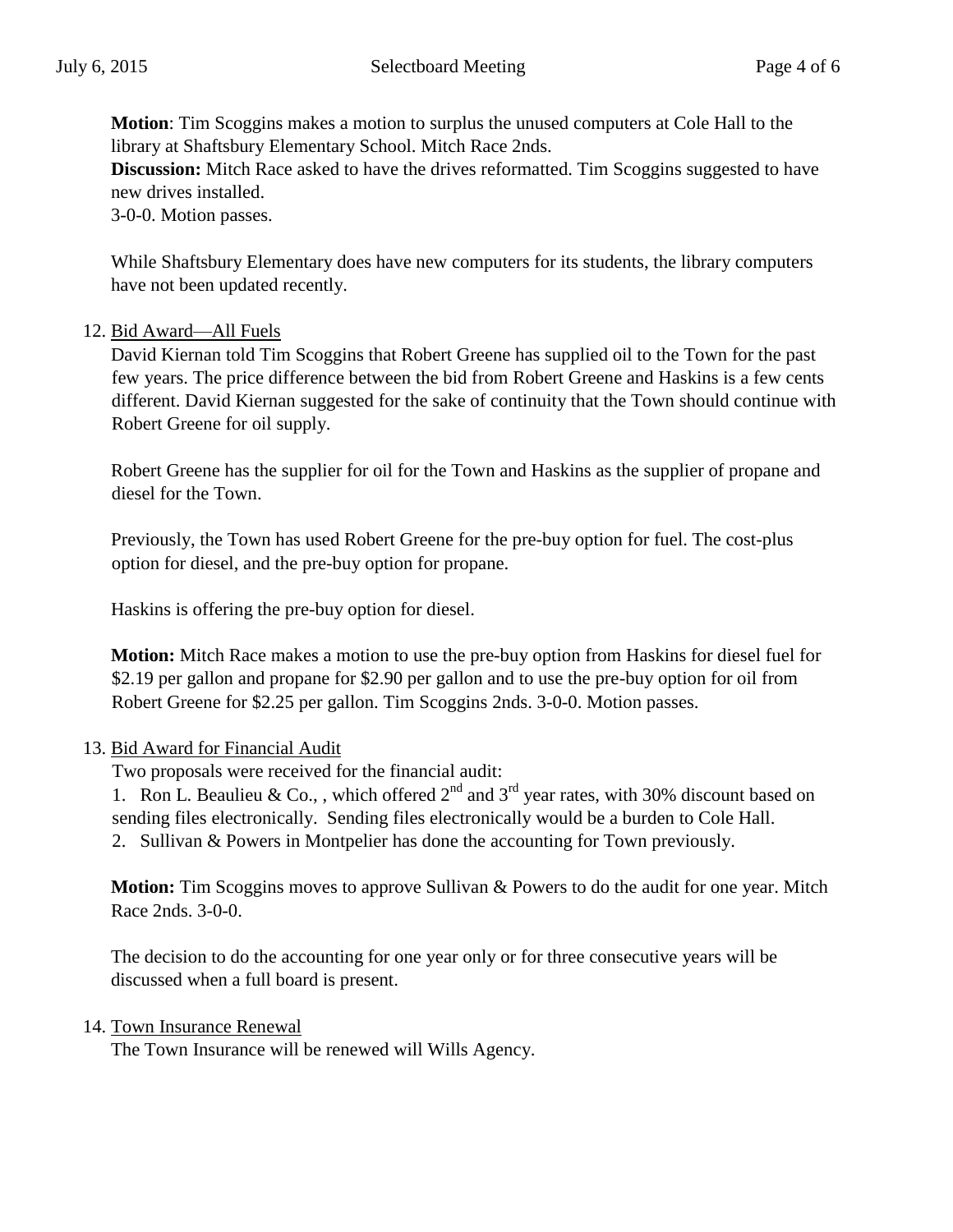**Motion**: Tim Scoggins makes a motion to surplus the unused computers at Cole Hall to the library at Shaftsbury Elementary School. Mitch Race 2nds.
**Discussion:** Mitch Race asked to have the drives reformatted. Tim Scoggins suggested to have new drives installed.
3-0-0. Motion passes.

While Shaftsbury Elementary does have new computers for its students, the library computers have not been updated recently.

12. Bid Award—All Fuels

David Kiernan told Tim Scoggins that Robert Greene has supplied oil to the Town for the past few years. The price difference between the bid from Robert Greene and Haskins is a few cents different. David Kiernan suggested for the sake of continuity that the Town should continue with Robert Greene for oil supply.

Robert Greene has the supplier for oil for the Town and Haskins as the supplier of propane and diesel for the Town.

Previously, the Town has used Robert Greene for the pre-buy option for fuel. The cost-plus option for diesel, and the pre-buy option for propane.

Haskins is offering the pre-buy option for diesel.

**Motion:** Mitch Race makes a motion to use the pre-buy option from Haskins for diesel fuel for $2.19 per gallon and propane for $2.90 per gallon and to use the pre-buy option for oil from Robert Greene for $2.25 per gallon. Tim Scoggins 2nds. 3-0-0. Motion passes.

13. Bid Award for Financial Audit

Two proposals were received for the financial audit:

1. Ron L. Beaulieu & Co., , which offered 2nd and 3rd year rates, with 30% discount based on sending files electronically. Sending files electronically would be a burden to Cole Hall.
2. Sullivan & Powers in Montpelier has done the accounting for Town previously.

**Motion:** Tim Scoggins moves to approve Sullivan & Powers to do the audit for one year. Mitch Race 2nds. 3-0-0.

The decision to do the accounting for one year only or for three consecutive years will be discussed when a full board is present.

14. Town Insurance Renewal

The Town Insurance will be renewed will Wills Agency.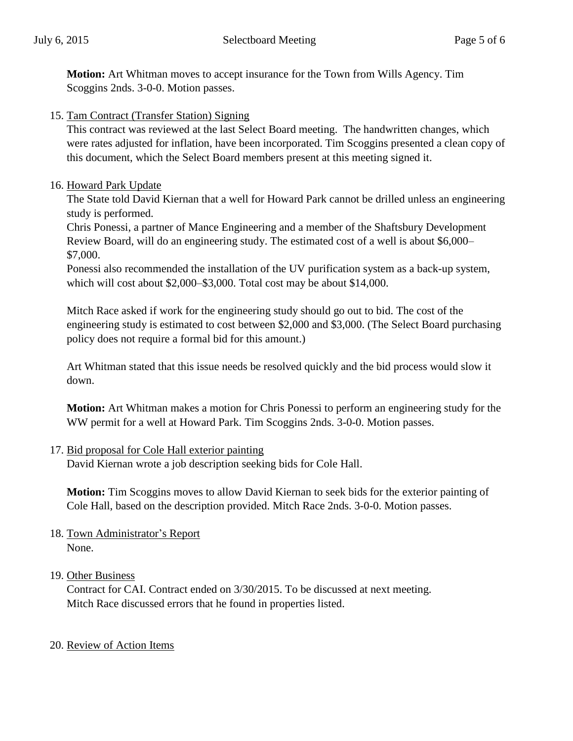**Motion:** Art Whitman moves to accept insurance for the Town from Wills Agency. Tim Scoggins 2nds. 3-0-0. Motion passes.

15. Tam Contract (Transfer Station) Signing

    This contract was reviewed at the last Select Board meeting. The handwritten changes, which were rates adjusted for inflation, have been incorporated. Tim Scoggins presented a clean copy of this document, which the Select Board members present at this meeting signed it.

16. Howard Park Update

    The State told David Kiernan that a well for Howard Park cannot be drilled unless an engineering study is performed.

    Chris Ponessi, a partner of Mance Engineering and a member of the Shaftsbury Development Review Board, will do an engineering study. The estimated cost of a well is about $6,000–$7,000.

    Ponessi also recommended the installation of the UV purification system as a back-up system, which will cost about $2,000–$3,000. Total cost may be about $14,000.

    Mitch Race asked if work for the engineering study should go out to bid. The cost of the engineering study is estimated to cost between $2,000 and $3,000. (The Select Board purchasing policy does not require a formal bid for this amount.)

    Art Whitman stated that this issue needs be resolved quickly and the bid process would slow it down.

    **Motion:** Art Whitman makes a motion for Chris Ponessi to perform an engineering study for the WW permit for a well at Howard Park. Tim Scoggins 2nds. 3-0-0. Motion passes.

17. Bid proposal for Cole Hall exterior painting

    David Kiernan wrote a job description seeking bids for Cole Hall.

    **Motion:** Tim Scoggins moves to allow David Kiernan to seek bids for the exterior painting of Cole Hall, based on the description provided. Mitch Race 2nds. 3-0-0. Motion passes.

18. Town Administrator's Report

    None.

19. Other Business

    Contract for CAI. Contract ended on 3/30/2015. To be discussed at next meeting.

    Mitch Race discussed errors that he found in properties listed.

20. Review of Action Items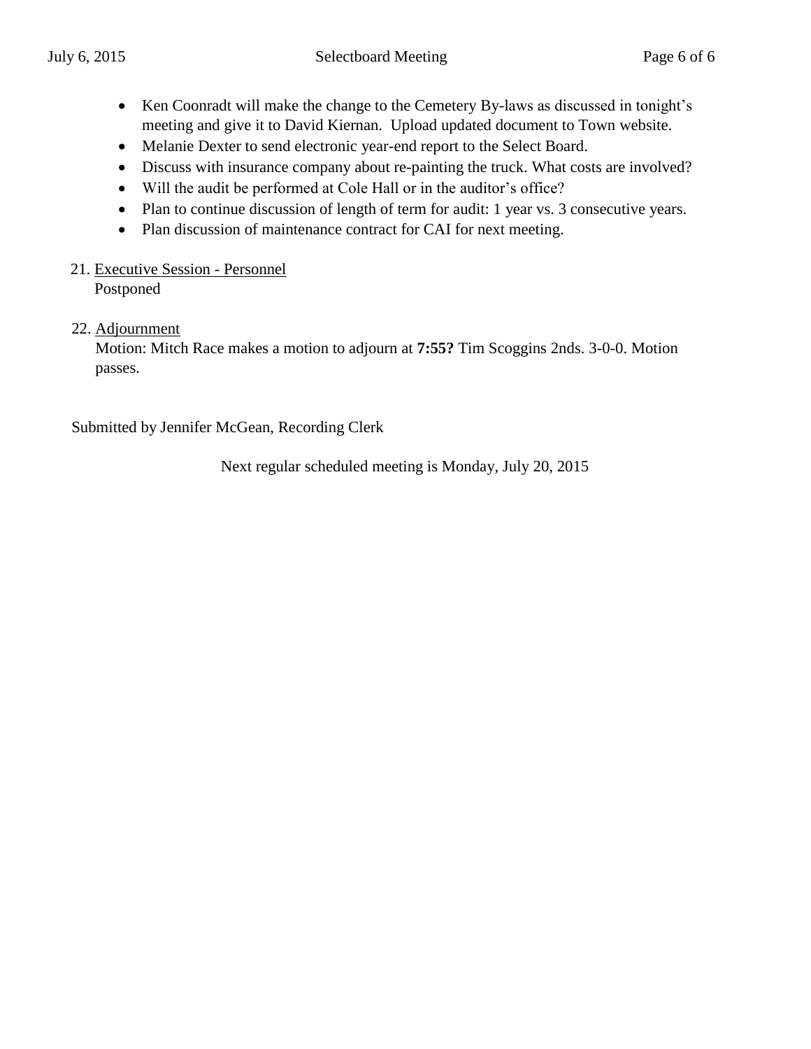- Ken Coonradt will make the change to the Cemetery By-laws as discussed in tonight's meeting and give it to David Kiernan. Upload updated document to Town website.
- Melanie Dexter to send electronic year-end report to the Select Board.
- Discuss with insurance company about re-painting the truck. What costs are involved?
- Will the audit be performed at Cole Hall or in the auditor's office?
- Plan to continue discussion of length of term for audit: 1 year vs. 3 consecutive years.
- Plan discussion of maintenance contract for CAI for next meeting.

21. Executive Session - Personnel
    Postponed

22. Adjournment
    Motion: Mitch Race makes a motion to adjourn at **7:55?** Tim Scoggins 2nds. 3-0-0. Motion passes.

Submitted by Jennifer McGean, Recording Clerk

Next regular scheduled meeting is Monday, July 20, 2015